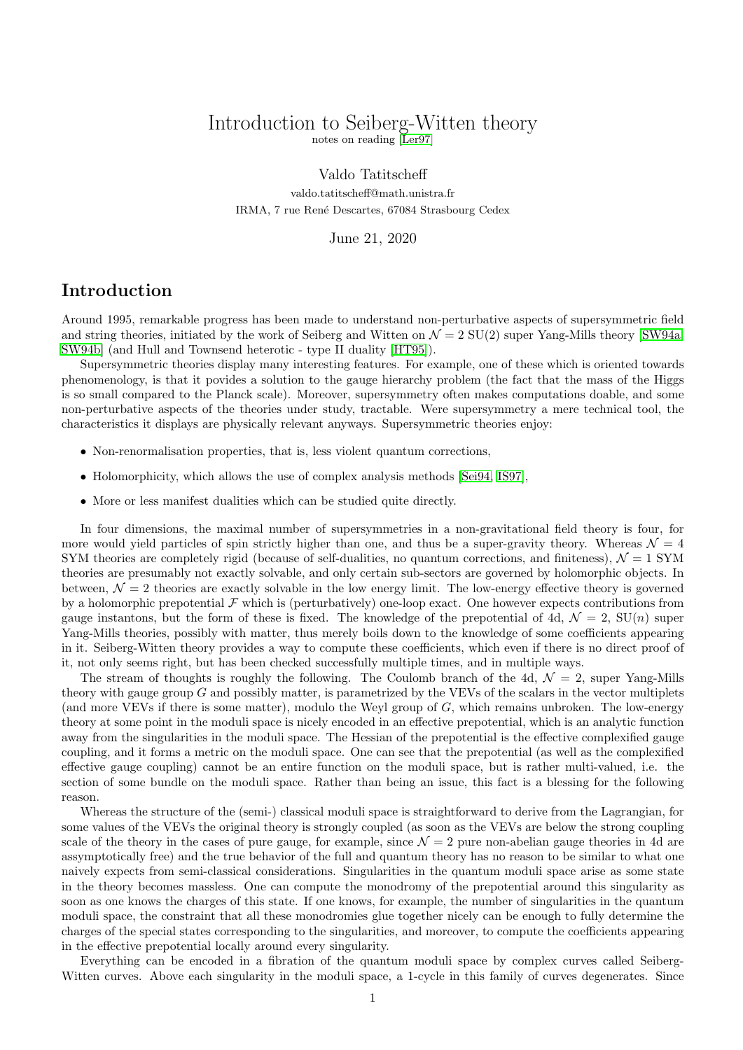# Introduction to Seiberg-Witten theory

notes on reading [Ler97]

Valdo Tatitscheff

valdo.tatitscheff@math.unistra.fr

IRMA, 7 rue René Descartes, 67084 Strasbourg Cedex

June 21, 2020

## Introduction

Around 1995, remarkable progress has been made to understand non-perturbative aspects of supersymmetric field and string theories, initiated by the work of Seiberg and Witten on $\mathcal{N}=2$ SU(2) super Yang-Mills theory [SW94a, SW94b] (and Hull and Townsend heterotic - type II duality [HT95]).

Supersymmetric theories display many interesting features. For example, one of these which is oriented towards phenomenology, is that it povides a solution to the gauge hierarchy problem (the fact that the mass of the Higgs is so small compared to the Planck scale). Moreover, supersymmetry often makes computations doable, and some non-perturbative aspects of the theories under study, tractable. Were supersymmetry a mere technical tool, the characteristics it displays are physically relevant anyways. Supersymmetric theories enjoy:

- Non-renormalisation properties, that is, less violent quantum corrections,
- Holomorphicity, which allows the use of complex analysis methods [Sei94, IS97],
- More or less manifest dualities which can be studied quite directly.

In four dimensions, the maximal number of supersymmetries in a non-gravitational field theory is four, for more would yield particles of spin strictly higher than one, and thus be a super-gravity theory. Whereas $\mathcal{N}=4$ SYM theories are completely rigid (because of self-dualities, no quantum corrections, and finiteness), $\mathcal{N}=1$ SYM theories are presumably not exactly solvable, and only certain sub-sectors are governed by holomorphic objects. In between, $\mathcal{N}=2$ theories are exactly solvable in the low energy limit. The low-energy effective theory is governed by a holomorphic prepotential $\mathcal{F}$ which is (perturbatively) one-loop exact. One however expects contributions from gauge instantons, but the form of these is fixed. The knowledge of the prepotential of 4d, $\mathcal{N}=2$, SU($n$) super Yang-Mills theories, possibly with matter, thus merely boils down to the knowledge of some coefficients appearing in it. Seiberg-Witten theory provides a way to compute these coefficients, which even if there is no direct proof of it, not only seems right, but has been checked successfully multiple times, and in multiple ways.

The stream of thoughts is roughly the following. The Coulomb branch of the 4d, $\mathcal{N}=2$, super Yang-Mills theory with gauge group $G$ and possibly matter, is parametrized by the VEVs of the scalars in the vector multiplets (and more VEVs if there is some matter), modulo the Weyl group of $G$, which remains unbroken. The low-energy theory at some point in the moduli space is nicely encoded in an effective prepotential, which is an analytic function away from the singularities in the moduli space. The Hessian of the prepotential is the effective complexified gauge coupling, and it forms a metric on the moduli space. One can see that the prepotential (as well as the complexified effective gauge coupling) cannot be an entire function on the moduli space, but is rather multi-valued, i.e. the section of some bundle on the moduli space. Rather than being an issue, this fact is a blessing for the following reason.

Whereas the structure of the (semi-) classical moduli space is straightforward to derive from the Lagrangian, for some values of the VEVs the original theory is strongly coupled (as soon as the VEVs are below the strong coupling scale of the theory in the cases of pure gauge, for example, since $\mathcal{N}=2$ pure non-abelian gauge theories in 4d are assymptotically free) and the true behavior of the full and quantum theory has no reason to be similar to what one naively expects from semi-classical considerations. Singularities in the quantum moduli space arise as some state in the theory becomes massless. One can compute the monodromy of the prepotential around this singularity as soon as one knows the charges of this state. If one knows, for example, the number of singularities in the quantum moduli space, the constraint that all these monodromies glue together nicely can be enough to fully determine the charges of the special states corresponding to the singularities, and moreover, to compute the coefficients appearing in the effective prepotential locally around every singularity.

Everything can be encoded in a fibration of the quantum moduli space by complex curves called Seiberg-Witten curves. Above each singularity in the moduli space, a 1-cycle in this family of curves degenerates. Since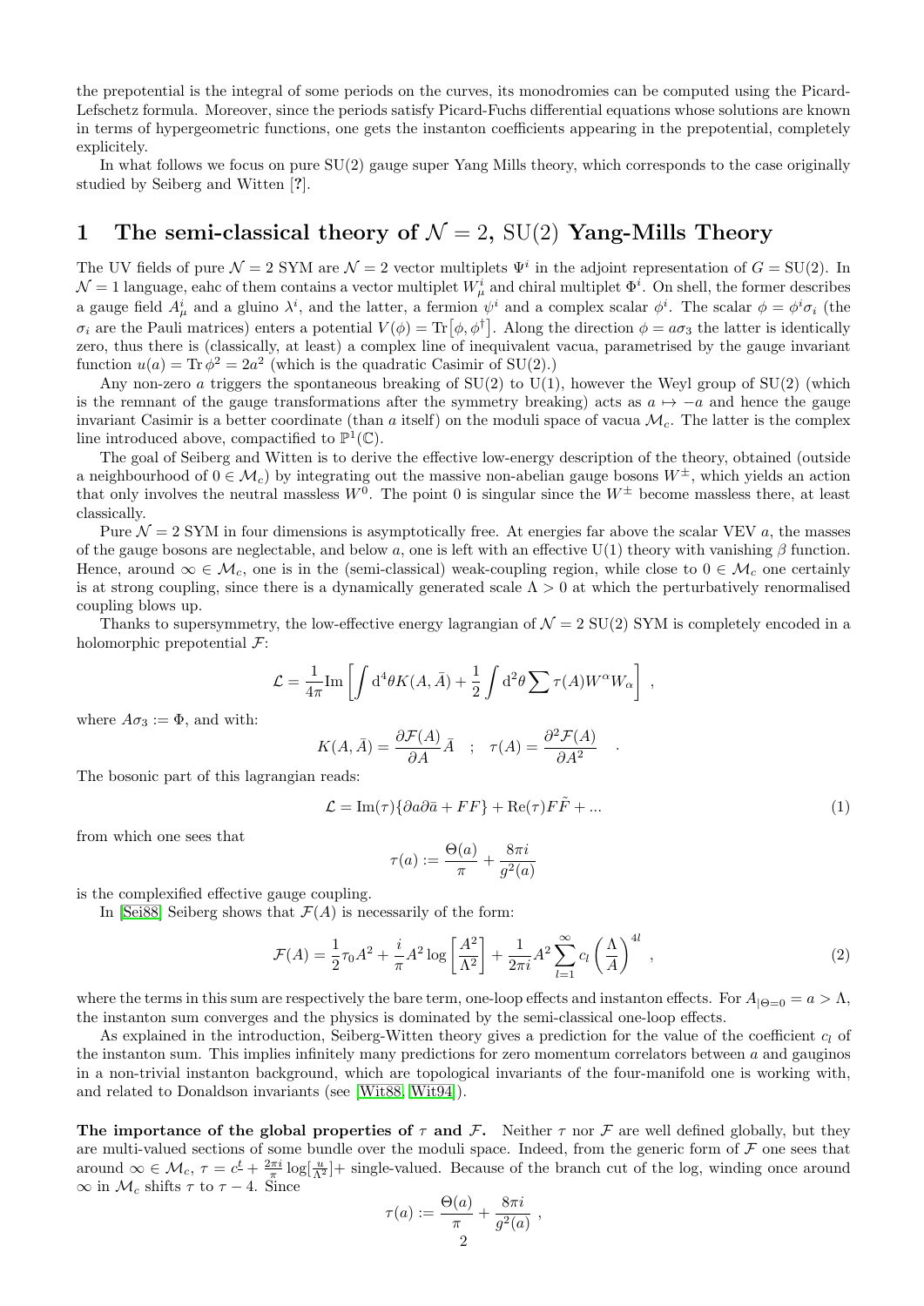the prepotential is the integral of some periods on the curves, its monodromies can be computed using the Picard-Lefschetz formula. Moreover, since the periods satisfy Picard-Fuchs differential equations whose solutions are known in terms of hypergeometric functions, one gets the instanton coefficients appearing in the prepotential, completely explicitely.

In what follows we focus on pure SU(2) gauge super Yang Mills theory, which corresponds to the case originally studied by Seiberg and Witten [?].

# 1 The semi-classical theory of $\mathcal{N}=2$, $\mathrm{SU}(2)$ Yang-Mills Theory

The UV fields of pure $\mathcal{N}=2$ SYM are $\mathcal{N}=2$ vector multiplets $\Psi^i$ in the adjoint representation of $G=\mathrm{SU}(2)$. In $\mathcal{N}=1$ language, eahc of them contains a vector multiplet $W^i_\mu$ and chiral multiplet $\Phi^i$. On shell, the former describes a gauge field $A^i_\mu$ and a gluino $\lambda^i$, and the latter, a fermion $\psi^i$ and a complex scalar $\phi^i$. The scalar $\phi=\phi^i\sigma_i$ (the $\sigma_i$ are the Pauli matrices) enters a potential $V(\phi)=\mathrm{Tr}\big[\phi,\phi^\dagger\big]$. Along the direction $\phi=a\sigma_3$ the latter is identically zero, thus there is (classically, at least) a complex line of inequivalent vacua, parametrised by the gauge invariant function $u(a)=\mathrm{Tr}\,\phi^2=2a^2$ (which is the quadratic Casimir of SU(2).)

Any non-zero $a$ triggers the spontaneous breaking of SU(2) to U(1), however the Weyl group of SU(2) (which is the remnant of the gauge transformations after the symmetry breaking) acts as $a\mapsto -a$ and hence the gauge invariant Casimir is a better coordinate (than $a$ itself) on the moduli space of vacua $\mathcal{M}_c$. The latter is the complex line introduced above, compactified to $\mathbb{P}^1(\mathbb{C})$.

The goal of Seiberg and Witten is to derive the effective low-energy description of the theory, obtained (outside a neighbourhood of $0\in\mathcal{M}_c$) by integrating out the massive non-abelian gauge bosons $W^\pm$, which yields an action that only involves the neutral massless $W^0$. The point 0 is singular since the $W^\pm$ become massless there, at least classically.

Pure $\mathcal{N}=2$ SYM in four dimensions is asymptotically free. At energies far above the scalar VEV $a$, the masses of the gauge bosons are neglectable, and below $a$, one is left with an effective U(1) theory with vanishing $\beta$ function. Hence, around $\infty\in\mathcal{M}_c$, one is in the (semi-classical) weak-coupling region, while close to $0\in\mathcal{M}_c$ one certainly is at strong coupling, since there is a dynamically generated scale $\Lambda>0$ at which the perturbatively renormalised coupling blows up.

Thanks to supersymmetry, the low-effective energy lagrangian of $\mathcal{N}=2$ SU(2) SYM is completely encoded in a holomorphic prepotential $\mathcal{F}$:

$$\mathcal{L}=\frac{1}{4\pi}\mathrm{Im}\left[\int \mathrm{d}^4\theta K(A,\bar{A})+\frac{1}{2}\int \mathrm{d}^2\theta\sum\tau(A)W^\alpha W_\alpha\right]\ ,$$

where $A\sigma_3:=\Phi$, and with:

$$K(A,\bar{A})=\frac{\partial\mathcal{F}(A)}{\partial A}\bar{A}\quad ;\quad \tau(A)=\frac{\partial^2\mathcal{F}(A)}{\partial A^2}\quad .$$

The bosonic part of this lagrangian reads:

$$\mathcal{L}=\mathrm{Im}(\tau)\{\partial a\partial\bar{a}+FF\}+\mathrm{Re}(\tau)F\tilde{F}+... \tag{1}$$

from which one sees that

$$\tau(a):=\frac{\Theta(a)}{\pi}+\frac{8\pi i}{g^2(a)}$$

is the complexified effective gauge coupling.

In [Sei88] Seiberg shows that $\mathcal{F}(A)$ is necessarily of the form:

$$\mathcal{F}(A)=\frac{1}{2}\tau_0A^2+\frac{i}{\pi}A^2\log\left[\frac{A^2}{\Lambda^2}\right]+\frac{1}{2\pi i}A^2\sum_{l=1}^{\infty}c_l\left(\frac{\Lambda}{A}\right)^{4l}\ , \tag{2}$$

where the terms in this sum are respectively the bare term, one-loop effects and instanton effects. For $A_{|\Theta=0}=a>\Lambda$, the instanton sum converges and the physics is dominated by the semi-classical one-loop effects.

As explained in the introduction, Seiberg-Witten theory gives a prediction for the value of the coefficient $c_l$ of the instanton sum. This implies infinitely many predictions for zero momentum correlators between $a$ and gauginos in a non-trivial instanton background, which are topological invariants of the four-manifold one is working with, and related to Donaldson invariants (see [Wit88, Wit94]).

**The importance of the global properties of $\tau$ and $\mathcal{F}$.** Neither $\tau$ nor $\mathcal{F}$ are well defined globally, but they are multi-valued sections of some bundle over the moduli space. Indeed, from the generic form of $\mathcal{F}$ one sees that around $\infty\in\mathcal{M}_c$, $\tau=c^t+\frac{2\pi i}{\pi}\log[\frac{u}{\Lambda^2}]+$ single-valued. Because of the branch cut of the log, winding once around $\infty$ in $\mathcal{M}_c$ shifts $\tau$ to $\tau-4$. Since

$$\tau(a):=\frac{\Theta(a)}{\pi}+\frac{8\pi i}{g^2(a)}\ ,$$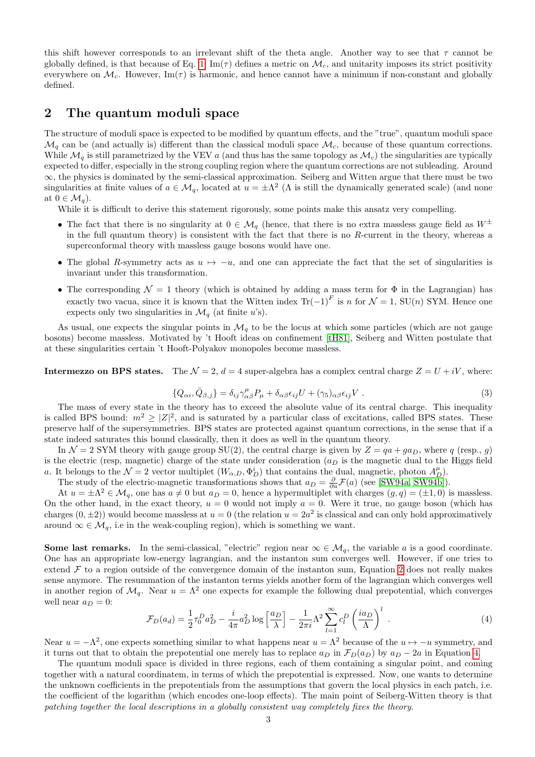this shift however corresponds to an irrelevant shift of the theta angle. Another way to see that $\tau$ cannot be globally defined, is that because of Eq. 1, $\text{Im}(\tau)$ defines a metric on $\mathcal{M}_c$, and unitarity imposes its strict positivity everywhere on $\mathcal{M}_c$. However, $\text{Im}(\tau)$ is harmonic, and hence cannot have a minimum if non-constant and globally defined.

## 2 The quantum moduli space

The structure of moduli space is expected to be modified by quantum effects, and the "true", quantum moduli space $\mathcal{M}_q$ can be (and actually is) different than the classical moduli space $\mathcal{M}_c$, because of these quantum corrections. While $\mathcal{M}_q$ is still parametrized by the VEV $a$ (and thus has the same topology as $\mathcal{M}_c$) the singularities are typically expected to differ, especially in the strong coupling region where the quantum corrections are not subleading. Around $\infty$, the physics is dominated by the semi-classical approximation. Seiberg and Witten argue that there must be two singularities at finite values of $a \in \mathcal{M}_q$, located at $u = \pm\Lambda^2$ ($\Lambda$ is still the dynamically generated scale) (and none at $0 \in \mathcal{M}_q$).

While it is difficult to derive this statement rigorously, some points make this ansatz very compelling.

- The fact that there is no singularity at $0 \in \mathcal{M}_q$ (hence, that there is no extra massless gauge field as $W^\pm$ in the full quantum theory) is consistent with the fact that there is no $R$-current in the theory, whereas a superconformal theory with massless gauge bosons would have one.
- The global $R$-symmetry acts as $u \mapsto -u$, and one can appreciate the fact that the set of singularities is invariant under this transformation.
- The corresponding $\mathcal{N} = 1$ theory (which is obtained by adding a mass term for $\Phi$ in the Lagrangian) has exactly two vacua, since it is known that the Witten index $\text{Tr}(-1)^F$ is $n$ for $\mathcal{N} = 1$, SU($n$) SYM. Hence one expects only two singularities in $\mathcal{M}_q$ (at finite $u$'s).

As usual, one expects the singular points in $\mathcal{M}_q$ to be the locus at which some particles (which are not gauge bosons) become massless. Motivated by 't Hooft ideas on confinement [tH81], Seiberg and Witten postulate that at these singularities certain 't Hooft-Polyakov monopoles become massless.

**Intermezzo on BPS states.** The $\mathcal{N} = 2$, $d = 4$ super-algebra has a complex central charge $Z = U + iV$, where:

$$\{Q_{\alpha i}, \bar{Q}_{\beta,j}\} = \delta_{ij}\gamma^\mu_{\alpha\beta}P_\mu + \delta_{\alpha\beta}\epsilon_{ij}U + (\gamma_5)_{\alpha\beta}\epsilon_{ij}V \; . \tag{3}$$

The mass of every state in the theory has to exceed the absolute value of its central charge. This inequality is called BPS bound: $m^2 \geq |Z|^2$, and is saturated by a particular class of excitations, called BPS states. These preserve half of the supersymmetries. BPS states are protected against quantum corrections, in the sense that if a state indeed saturates this bound classically, then it does as well in the quantum theory.

In $\mathcal{N} = 2$ SYM theory with gauge group SU(2), the central charge is given by $Z = qa + ga_D$, where $q$ (resp., $g$) is the electric (resp, magnetic) charge of the state under consideration ($a_D$ is the magnetic dual to the Higgs field $a$. It belongs to the $\mathcal{N} = 2$ vector multiplet $(W_{\alpha,D}, \Phi^i_D)$ that contains the dual, magnetic, photon $A^\mu_D$).

The study of the electric-magnetic transformations shows that $a_D = \frac{\partial}{\partial a}\mathcal{F}(a)$ (see [SW94a, SW94b]).

At $u = \pm\Lambda^2 \in \mathcal{M}_q$, one has $a \neq 0$ but $a_D = 0$, hence a hypermultiplet with charges $(g, q) = (\pm 1, 0)$ is massless. On the other hand, in the exact theory, $u = 0$ would not imply $a = 0$. Were it true, no gauge boson (which has charges $(0, \pm 2)$) would become massless at $u = 0$ (the relation $u = 2a^2$ is classical and can only hold approximatively around $\infty \in \mathcal{M}_q$, i.e in the weak-coupling region), which is something we want.

**Some last remarks.** In the semi-classical, "electric" region near $\infty \in \mathcal{M}_q$, the variable $a$ is a good coordinate. One has an appropriate low-energy lagrangian, and the instanton sum converges well. However, if one tries to extend $\mathcal{F}$ to a region outside of the convergence domain of the instanton sum, Equation 2 does not really makes sense anymore. The resummation of the instanton terms yields another form of the lagrangian which converges well in another region of $\mathcal{M}_q$. Near $u = \Lambda^2$ one expects for example the following dual prepotential, which converges well near $a_D = 0$:

$$\mathcal{F}_D(a_d) = \frac{1}{2}\tau_0^D a_D^2 - \frac{i}{4\pi}a_D^2 \log\left[\frac{a_D}{\lambda}\right] - \frac{1}{2\pi i}\Lambda^2 \sum_{l=1}^{\infty} c_l^D \left(\frac{ia_D}{\Lambda}\right)^l \; . \tag{4}$$

Near $u = -\Lambda^2$, one expects something similar to what happens near $u = \Lambda^2$ because of the $u \mapsto -u$ symmetry, and it turns out that to obtain the prepotential one merely has to replace $a_D$ in $\mathcal{F}_D(a_D)$ by $a_D - 2a$ in Equation 4.

The quantum moduli space is divided in three regions, each of them containing a singular point, and coming together with a natural coordinatem, in terms of which the prepotential is expressed. Now, one wants to determine the unknown coefficients in the prepotentials from the assumptions that govern the local physics in each patch, i.e. the coefficient of the logarithm (which encodes one-loop effects). The main point of Seiberg-Witten theory is that *patching together the local descriptions in a globally consistent way completely fixes the theory.*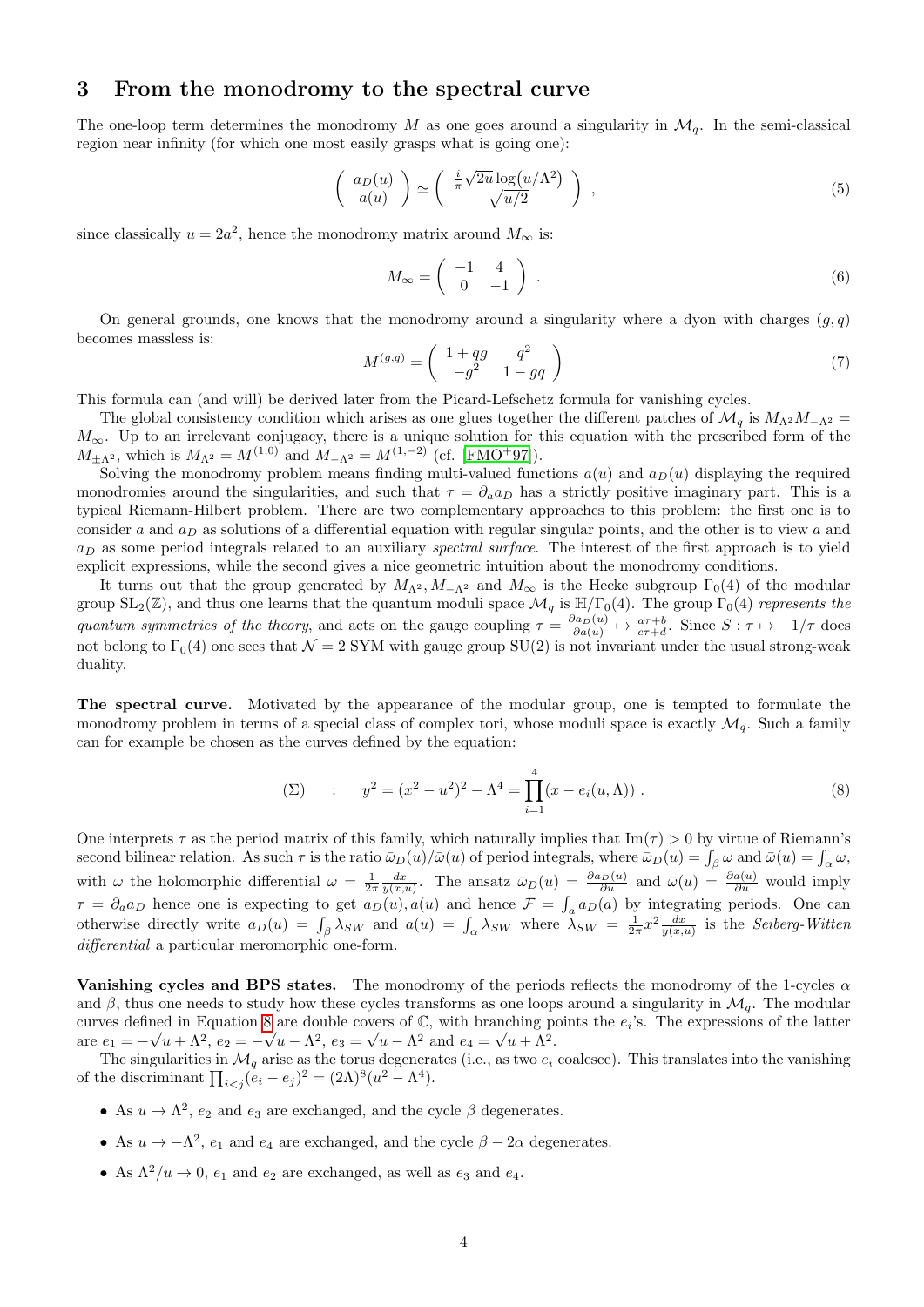## 3 From the monodromy to the spectral curve

The one-loop term determines the monodromy $M$ as one goes around a singularity in $\mathcal{M}_q$. In the semi-classical region near infinity (for which one most easily grasps what is going one):

$$\begin{pmatrix} a_D(u) \\ a(u) \end{pmatrix} \simeq \begin{pmatrix} \frac{i}{\pi}\sqrt{2u}\log(u/\Lambda^2) \\ \sqrt{u/2} \end{pmatrix} , \tag{5}$$

since classically $u = 2a^2$, hence the monodromy matrix around $M_\infty$ is:

$$M_\infty = \begin{pmatrix} -1 & 4 \\ 0 & -1 \end{pmatrix} . \tag{6}$$

On general grounds, one knows that the monodromy around a singularity where a dyon with charges $(g, q)$ becomes massless is:

$$M^{(g,q)} = \begin{pmatrix} 1+qg & q^2 \\ -g^2 & 1-gq \end{pmatrix} \tag{7}$$

This formula can (and will) be derived later from the Picard-Lefschetz formula for vanishing cycles.

The global consistency condition which arises as one glues together the different patches of $\mathcal{M}_q$ is $M_{\Lambda^2}M_{-\Lambda^2} = M_\infty$. Up to an irrelevant conjugacy, there is a unique solution for this equation with the prescribed form of the $M_{\pm\Lambda^2}$, which is $M_{\Lambda^2} = M^{(1,0)}$ and $M_{-\Lambda^2} = M^{(1,-2)}$ (cf. [FMO+97]).

Solving the monodromy problem means finding multi-valued functions $a(u)$ and $a_D(u)$ displaying the required monodromies around the singularities, and such that $\tau = \partial_a a_D$ has a strictly positive imaginary part. This is a typical Riemann-Hilbert problem. There are two complementary approaches to this problem: the first one is to consider $a$ and $a_D$ as solutions of a differential equation with regular singular points, and the other is to view $a$ and $a_D$ as some period integrals related to an auxiliary *spectral surface*. The interest of the first approach is to yield explicit expressions, while the second gives a nice geometric intuition about the monodromy conditions.

It turns out that the group generated by $M_{\Lambda^2}, M_{-\Lambda^2}$ and $M_\infty$ is the Hecke subgroup $\Gamma_0(4)$ of the modular group $\mathrm{SL}_2(\mathbb{Z})$, and thus one learns that the quantum moduli space $\mathcal{M}_q$ is $\mathbb{H}/\Gamma_0(4)$. The group $\Gamma_0(4)$ *represents the quantum symmetries of the theory*, and acts on the gauge coupling $\tau = \frac{\partial a_D(u)}{\partial a(u)} \mapsto \frac{a\tau+b}{c\tau+d}$. Since $S : \tau \mapsto -1/\tau$ does not belong to $\Gamma_0(4)$ one sees that $\mathcal{N} = 2$ SYM with gauge group SU(2) is not invariant under the usual strong-weak duality.

**The spectral curve.** Motivated by the appearance of the modular group, one is tempted to formulate the monodromy problem in terms of a special class of complex tori, whose moduli space is exactly $\mathcal{M}_q$. Such a family can for example be chosen as the curves defined by the equation:

$$(\Sigma) \quad : \quad y^2 = (x^2 - u^2)^2 - \Lambda^4 = \prod_{i=1}^{4}(x - e_i(u, \Lambda)) . \tag{8}$$

One interprets $\tau$ as the period matrix of this family, which naturally implies that $\mathrm{Im}(\tau) > 0$ by virtue of Riemann's second bilinear relation. As such $\tau$ is the ratio $\bar{\omega}_D(u)/\bar{\omega}(u)$ of period integrals, where $\bar{\omega}_D(u) = \int_\beta \omega$ and $\bar{\omega}(u) = \int_\alpha \omega$, with $\omega$ the holomorphic differential $\omega = \frac{1}{2\pi}\frac{dx}{y(x,u)}$. The ansatz $\bar{\omega}_D(u) = \frac{\partial a_D(u)}{\partial u}$ and $\bar{\omega}(u) = \frac{\partial a(u)}{\partial u}$ would imply $\tau = \partial_a a_D$ hence one is expecting to get $a_D(u), a(u)$ and hence $\mathcal{F} = \int_a a_D(a)$ by integrating periods. One can otherwise directly write $a_D(u) = \int_\beta \lambda_{SW}$ and $a(u) = \int_\alpha \lambda_{SW}$ where $\lambda_{SW} = \frac{1}{2\pi}x^2\frac{dx}{y(x,u)}$ is the *Seiberg-Witten differential* a particular meromorphic one-form.

**Vanishing cycles and BPS states.** The monodromy of the periods reflects the monodromy of the 1-cycles $\alpha$ and $\beta$, thus one needs to study how these cycles transforms as one loops around a singularity in $\mathcal{M}_q$. The modular curves defined in Equation 8 are double covers of $\mathbb{C}$, with branching points the $e_i$'s. The expressions of the latter are $e_1 = -\sqrt{u+\Lambda^2}$, $e_2 = -\sqrt{u-\Lambda^2}$, $e_3 = \sqrt{u-\Lambda^2}$ and $e_4 = \sqrt{u+\Lambda^2}$.

The singularities in $\mathcal{M}_q$ arise as the torus degenerates (i.e., as two $e_i$ coalesce). This translates into the vanishing of the discriminant $\prod_{i<j}(e_i - e_j)^2 = (2\Lambda)^8(u^2 - \Lambda^4)$.

- As $u \to \Lambda^2$, $e_2$ and $e_3$ are exchanged, and the cycle $\beta$ degenerates.
- As $u \to -\Lambda^2$, $e_1$ and $e_4$ are exchanged, and the cycle $\beta - 2\alpha$ degenerates.
- As $\Lambda^2/u \to 0$, $e_1$ and $e_2$ are exchanged, as well as $e_3$ and $e_4$.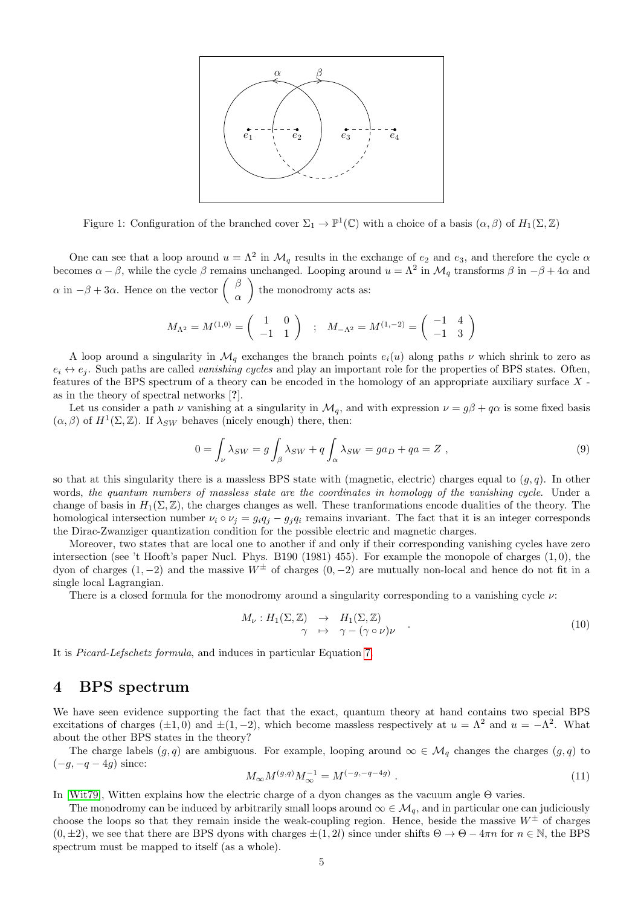Figure 1: Configuration of the branched cover $\Sigma_1 \to \mathbb{P}^1(\mathbb{C})$ with a choice of a basis $(\alpha, \beta)$ of $H_1(\Sigma, \mathbb{Z})$

One can see that a loop around $u = \Lambda^2$ in $\mathcal{M}_q$ results in the exchange of $e_2$ and $e_3$, and therefore the cycle $\alpha$ becomes $\alpha - \beta$, while the cycle $\beta$ remains unchanged. Looping around $u = \Lambda^2$ in $\mathcal{M}_q$ transforms $\beta$ in $-\beta + 4\alpha$ and $\alpha$ in $-\beta + 3\alpha$. Hence on the vector $\begin{pmatrix} \beta \\ \alpha \end{pmatrix}$ the monodromy acts as:

$$M_{\Lambda^2} = M^{(1,0)} = \begin{pmatrix} 1 & 0 \\ -1 & 1 \end{pmatrix} \quad ; \quad M_{-\Lambda^2} = M^{(1,-2)} = \begin{pmatrix} -1 & 4 \\ -1 & 3 \end{pmatrix}$$

A loop around a singularity in $\mathcal{M}_q$ exchanges the branch points $e_i(u)$ along paths $\nu$ which shrink to zero as $e_i \leftrightarrow e_j$. Such paths are called *vanishing cycles* and play an important role for the properties of BPS states. Often, features of the BPS spectrum of a theory can be encoded in the homology of an appropriate auxiliary surface $X$ - as in the theory of spectral networks [?].

Let us consider a path $\nu$ vanishing at a singularity in $\mathcal{M}_q$, and with expression $\nu = g\beta + q\alpha$ is some fixed basis $(\alpha, \beta)$ of $H^1(\Sigma, \mathbb{Z})$. If $\lambda_{SW}$ behaves (nicely enough) there, then:

$$0 = \int_\nu \lambda_{SW} = g \int_\beta \lambda_{SW} + q \int_\alpha \lambda_{SW} = g a_D + q a = Z \ , \tag{9}$$

so that at this singularity there is a massless BPS state with (magnetic, electric) charges equal to $(g, q)$. In other words, *the quantum numbers of massless state are the coordinates in homology of the vanishing cycle*. Under a change of basis in $H_1(\Sigma, \mathbb{Z})$, the charges changes as well. These tranformations encode dualities of the theory. The homological intersection number $\nu_i \circ \nu_j = g_i q_j - g_j q_i$ remains invariant. The fact that it is an integer corresponds the Dirac-Zwanziger quantization condition for the possible electric and magnetic charges.

Moreover, two states that are local one to another if and only if their corresponding vanishing cycles have zero intersection (see 't Hooft's paper Nucl. Phys. B190 (1981) 455). For example the monopole of charges $(1, 0)$, the dyon of charges $(1, -2)$ and the massive $W^\pm$ of charges $(0, -2)$ are mutually non-local and hence do not fit in a single local Lagrangian.

There is a closed formula for the monodromy around a singularity corresponding to a vanishing cycle $\nu$:

$$\begin{array}{rcl} M_\nu : H_1(\Sigma, \mathbb{Z}) & \to & H_1(\Sigma, \mathbb{Z}) \\ \gamma & \mapsto & \gamma - (\gamma \circ \nu)\nu \end{array} \ . \tag{10}$$

It is *Picard-Lefschetz formula*, and induces in particular Equation 7.

# 4 BPS spectrum

We have seen evidence supporting the fact that the exact, quantum theory at hand contains two special BPS excitations of charges $(\pm 1, 0)$ and $\pm(1, -2)$, which become massless respectively at $u = \Lambda^2$ and $u = -\Lambda^2$. What about the other BPS states in the theory?

The charge labels $(g, q)$ are ambiguous. For example, looping around $\infty \in \mathcal{M}_q$ changes the charges $(g, q)$ to $(-g, -q - 4g)$ since:

$$M_\infty M^{(g,q)} M_\infty^{-1} = M^{(-g,-q-4g)} \ . \tag{11}$$

In [Wit79], Witten explains how the electric charge of a dyon changes as the vacuum angle $\Theta$ varies.

The monodromy can be induced by arbitrarily small loops around $\infty \in \mathcal{M}_q$, and in particular one can judiciously choose the loops so that they remain inside the weak-coupling region. Hence, beside the massive $W^\pm$ of charges $(0, \pm 2)$, we see that there are BPS dyons with charges $\pm(1, 2l)$ since under shifts $\Theta \to \Theta - 4\pi n$ for $n \in \mathbb{N}$, the BPS spectrum must be mapped to itself (as a whole).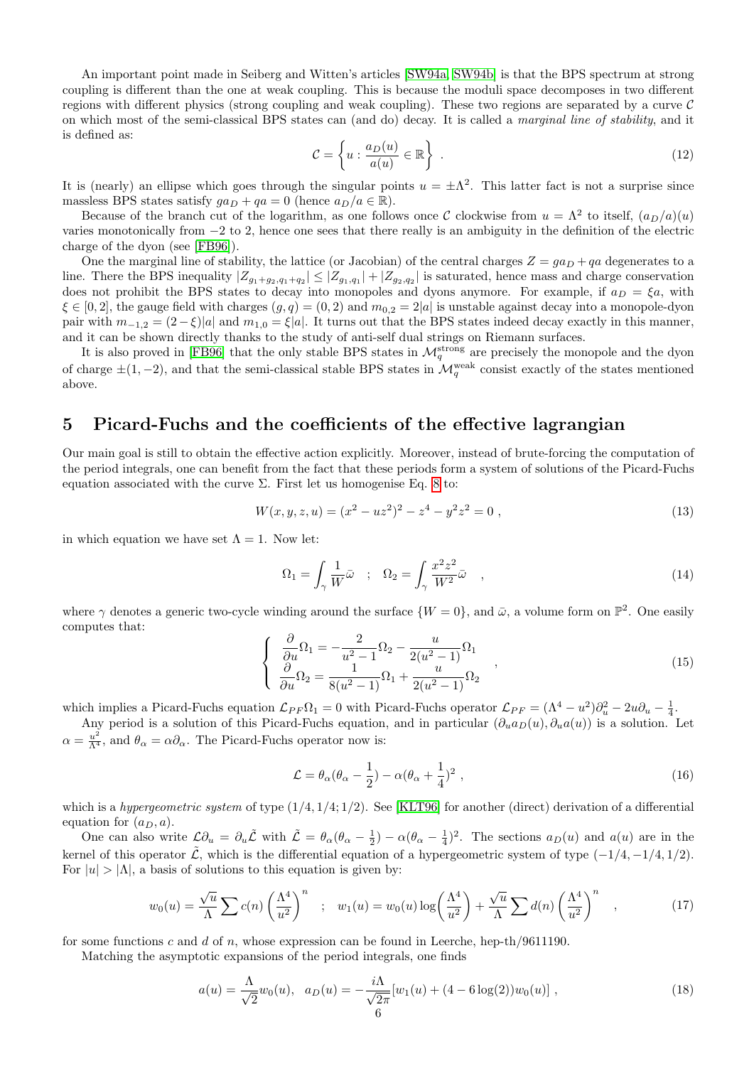An important point made in Seiberg and Witten's articles [SW94a, SW94b] is that the BPS spectrum at strong coupling is different than the one at weak coupling. This is because the moduli space decomposes in two different regions with different physics (strong coupling and weak coupling). These two regions are separated by a curve $\mathcal{C}$ on which most of the semi-classical BPS states can (and do) decay. It is called a *marginal line of stability*, and it is defined as:

$$\mathcal{C} = \left\{ u : \frac{a_D(u)}{a(u)} \in \mathbb{R} \right\} \ . \tag{12}$$

It is (nearly) an ellipse which goes through the singular points $u = \pm\Lambda^2$. This latter fact is not a surprise since massless BPS states satisfy $ga_D + qa = 0$ (hence $a_D/a \in \mathbb{R}$).

Because of the branch cut of the logarithm, as one follows once $\mathcal{C}$ clockwise from $u = \Lambda^2$ to itself, $(a_D/a)(u)$ varies monotonically from $-2$ to $2$, hence one sees that there really is an ambiguity in the definition of the electric charge of the dyon (see [FB96]).

One the marginal line of stability, the lattice (or Jacobian) of the central charges $Z = ga_D + qa$ degenerates to a line. There the BPS inequality $|Z_{g_1+g_2,q_1+q_2}| \leq |Z_{g_1,q_1}| + |Z_{g_2,q_2}|$ is saturated, hence mass and charge conservation does not prohibit the BPS states to decay into monopoles and dyons anymore. For example, if $a_D = \xi a$, with $\xi \in [0, 2]$, the gauge field with charges $(g, q) = (0, 2)$ and $m_{0,2} = 2|a|$ is unstable against decay into a monopole-dyon pair with $m_{-1,2} = (2 - \xi)|a|$ and $m_{1,0} = \xi|a|$. It turns out that the BPS states indeed decay exactly in this manner, and it can be shown directly thanks to the study of anti-self dual strings on Riemann surfaces.

It is also proved in [FB96] that the only stable BPS states in $\mathcal{M}_q^{\text{strong}}$ are precisely the monopole and the dyon of charge $\pm(1, -2)$, and that the semi-classical stable BPS states in $\mathcal{M}_q^{\text{weak}}$ consist exactly of the states mentioned above.

## 5 Picard-Fuchs and the coefficients of the effective lagrangian

Our main goal is still to obtain the effective action explicitly. Moreover, instead of brute-forcing the computation of the period integrals, one can benefit from the fact that these periods form a system of solutions of the Picard-Fuchs equation associated with the curve $\Sigma$. First let us homogenise Eq. 8 to:

$$W(x, y, z, u) = (x^2 - uz^2)^2 - z^4 - y^2z^2 = 0 \ , \tag{13}$$

in which equation we have set $\Lambda = 1$. Now let:

$$\Omega_1 = \int_\gamma \frac{1}{W}\bar{\omega} \quad ; \quad \Omega_2 = \int_\gamma \frac{x^2z^2}{W^2}\bar{\omega} \quad , \tag{14}$$

where $\gamma$ denotes a generic two-cycle winding around the surface $\{W = 0\}$, and $\bar{\omega}$, a volume form on $\mathbb{P}^2$. One easily computes that:

$$\begin{cases} \dfrac{\partial}{\partial u}\Omega_1 = -\dfrac{2}{u^2-1}\Omega_2 - \dfrac{u}{2(u^2-1)}\Omega_1 \\ \dfrac{\partial}{\partial u}\Omega_2 = \dfrac{1}{8(u^2-1)}\Omega_1 + \dfrac{u}{2(u^2-1)}\Omega_2 \end{cases} , \tag{15}$$

which implies a Picard-Fuchs equation $\mathcal{L}_{PF}\Omega_1 = 0$ with Picard-Fuchs operator $\mathcal{L}_{PF} = (\Lambda^4 - u^2)\partial_u^2 - 2u\partial_u - \frac{1}{4}$.

Any period is a solution of this Picard-Fuchs equation, and in particular $(\partial_u a_D(u), \partial_u a(u))$ is a solution. Let $\alpha = \frac{u^2}{\Lambda^4}$, and $\theta_\alpha = \alpha\partial_\alpha$. The Picard-Fuchs operator now is:

$$\mathcal{L} = \theta_\alpha(\theta_\alpha - \frac{1}{2}) - \alpha(\theta_\alpha + \frac{1}{4})^2 \ , \tag{16}$$

which is a *hypergeometric system* of type $(1/4, 1/4; 1/2)$. See [KLT96] for another (direct) derivation of a differential equation for $(a_D, a)$.

One can also write $\mathcal{L}\partial_u = \partial_u\tilde{\mathcal{L}}$ with $\tilde{\mathcal{L}} = \theta_\alpha(\theta_\alpha - \frac{1}{2}) - \alpha(\theta_\alpha - \frac{1}{4})^2$. The sections $a_D(u)$ and $a(u)$ are in the kernel of this operator $\tilde{\mathcal{L}}$, which is the differential equation of a hypergeometric system of type $(-1/4, -1/4, 1/2)$. For $|u| > |\Lambda|$, a basis of solutions to this equation is given by:

$$w_0(u) = \frac{\sqrt{u}}{\Lambda}\sum c(n)\left(\frac{\Lambda^4}{u^2}\right)^n \quad ; \quad w_1(u) = w_0(u)\log\left(\frac{\Lambda^4}{u^2}\right) + \frac{\sqrt{u}}{\Lambda}\sum d(n)\left(\frac{\Lambda^4}{u^2}\right)^n \quad , \tag{17}$$

for some functions $c$ and $d$ of $n$, whose expression can be found in Leerche, hep-th/9611190.

Matching the asymptotic expansions of the period integrals, one finds

$$a(u) = \frac{\Lambda}{\sqrt{2}}w_0(u), \quad a_D(u) = -\frac{i\Lambda}{\sqrt{2}\pi}[w_1(u) + (4 - 6\log(2))w_0(u)] \ , \tag{18}$$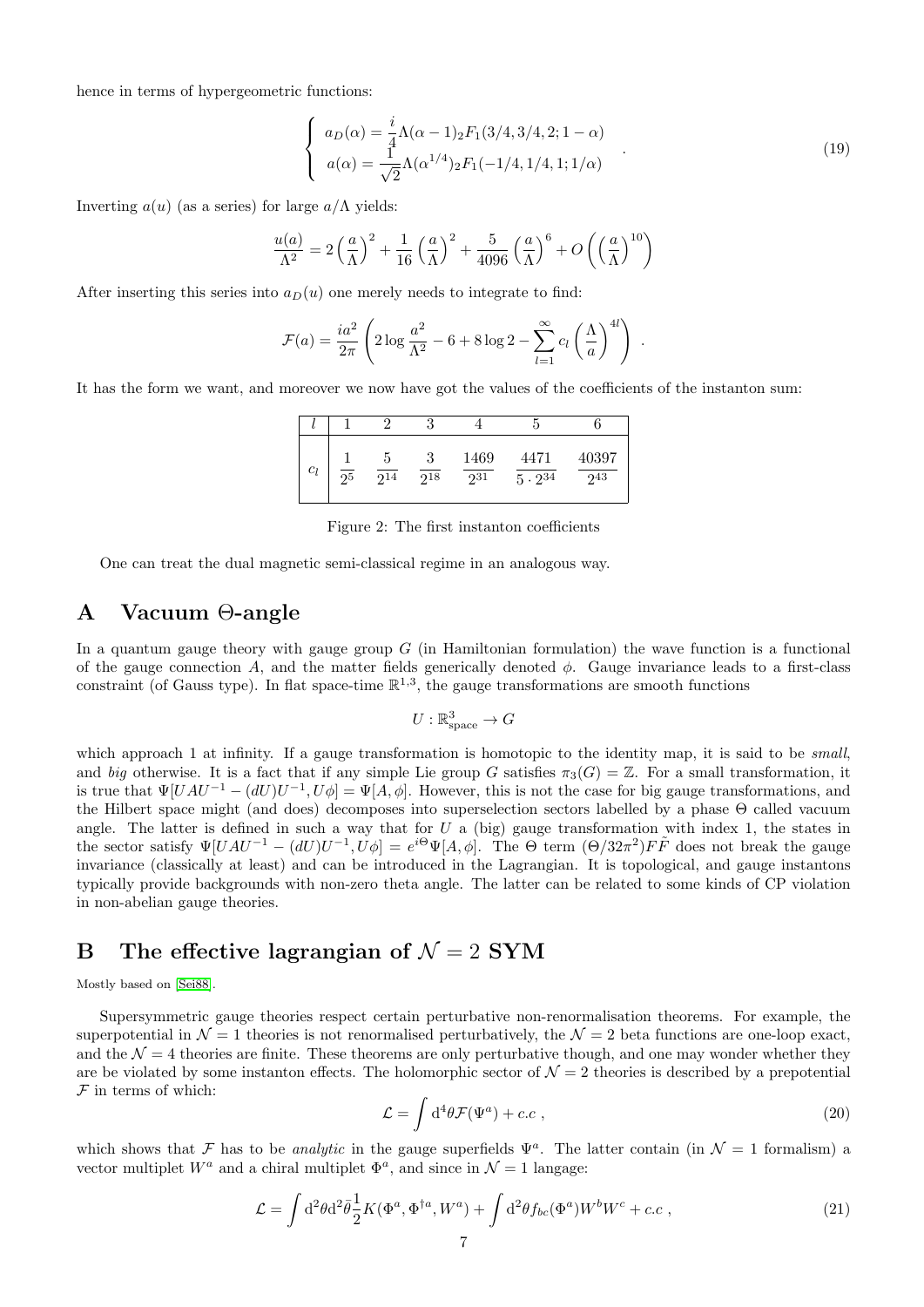hence in terms of hypergeometric functions:

$$\left\{ \begin{array}{l} a_D(\alpha) = \dfrac{i}{4}\Lambda(\alpha-1)\,{}_2F_1(3/4,3/4,2;1-\alpha) \\ a(\alpha) = \dfrac{1}{\sqrt{2}}\Lambda(\alpha^{1/4})\,{}_2F_1(-1/4,1/4,1;1/\alpha) \end{array} \right. . \tag{19}$$

Inverting $a(u)$ (as a series) for large $a/\Lambda$ yields:

$$\frac{u(a)}{\Lambda^2} = 2\left(\frac{a}{\Lambda}\right)^2 + \frac{1}{16}\left(\frac{a}{\Lambda}\right)^2 + \frac{5}{4096}\left(\frac{a}{\Lambda}\right)^6 + O\left(\left(\frac{a}{\Lambda}\right)^{10}\right)$$

After inserting this series into $a_D(u)$ one merely needs to integrate to find:

$$\mathcal{F}(a) = \frac{ia^2}{2\pi}\left(2\log\frac{a^2}{\Lambda^2} - 6 + 8\log 2 - \sum_{l=1}^{\infty} c_l \left(\frac{\Lambda}{a}\right)^{4l}\right) .$$

It has the form we want, and moreover we now have got the values of the coefficients of the instanton sum:

| $l$ | 1 | 2 | 3 | 4 | 5 | 6 |
|---|---|---|---|---|---|---|
| $c_l$ | $\frac{1}{2^5}$ | $\frac{5}{2^{14}}$ | $\frac{3}{2^{18}}$ | $\frac{1469}{2^{31}}$ | $\frac{4471}{5\cdot 2^{34}}$ | $\frac{40397}{2^{43}}$ |

Figure 2: The first instanton coefficients

One can treat the dual magnetic semi-classical regime in an analogous way.

# A Vacuum Θ-angle

In a quantum gauge theory with gauge group $G$ (in Hamiltonian formulation) the wave function is a functional of the gauge connection $A$, and the matter fields generically denoted $\phi$. Gauge invariance leads to a first-class constraint (of Gauss type). In flat space-time $\mathbb{R}^{1,3}$, the gauge transformations are smooth functions

$$U : \mathbb{R}^3_{\text{space}} \to G$$

which approach 1 at infinity. If a gauge transformation is homotopic to the identity map, it is said to be *small*, and *big* otherwise. It is a fact that if any simple Lie group $G$ satisfies $\pi_3(G) = \mathbb{Z}$. For a small transformation, it is true that $\Psi[UAU^{-1} - (dU)U^{-1}, U\phi] = \Psi[A,\phi]$. However, this is not the case for big gauge transformations, and the Hilbert space might (and does) decomposes into superselection sectors labelled by a phase $\Theta$ called vacuum angle. The latter is defined in such a way that for $U$ a (big) gauge transformation with index 1, the states in the sector satisfy $\Psi[UAU^{-1} - (dU)U^{-1}, U\phi] = e^{i\Theta}\Psi[A,\phi]$. The $\Theta$ term $(\Theta/32\pi^2)F\tilde{F}$ does not break the gauge invariance (classically at least) and can be introduced in the Lagrangian. It is topological, and gauge instantons typically provide backgrounds with non-zero theta angle. The latter can be related to some kinds of CP violation in non-abelian gauge theories.

# B The effective lagrangian of $\mathcal{N}=2$ SYM

Mostly based on [Sei88].

Supersymmetric gauge theories respect certain perturbative non-renormalisation theorems. For example, the superpotential in $\mathcal{N}=1$ theories is not renormalised perturbatively, the $\mathcal{N}=2$ beta functions are one-loop exact, and the $\mathcal{N}=4$ theories are finite. These theorems are only perturbative though, and one may wonder whether they are be violated by some instanton effects. The holomorphic sector of $\mathcal{N}=2$ theories is described by a prepotential $\mathcal{F}$ in terms of which:

$$\mathcal{L} = \int \mathrm{d}^4\theta \mathcal{F}(\Psi^a) + c.c\ , \tag{20}$$

which shows that $\mathcal{F}$ has to be *analytic* in the gauge superfields $\Psi^a$. The latter contain (in $\mathcal{N}=1$ formalism) a vector multiplet $W^a$ and a chiral multiplet $\Phi^a$, and since in $\mathcal{N}=1$ langage:

$$\mathcal{L} = \int \mathrm{d}^2\theta \mathrm{d}^2\bar{\theta}\frac{1}{2}K(\Phi^a, \Phi^{\dagger a}, W^a) + \int \mathrm{d}^2\theta f_{bc}(\Phi^a)W^bW^c + c.c\ , \tag{21}$$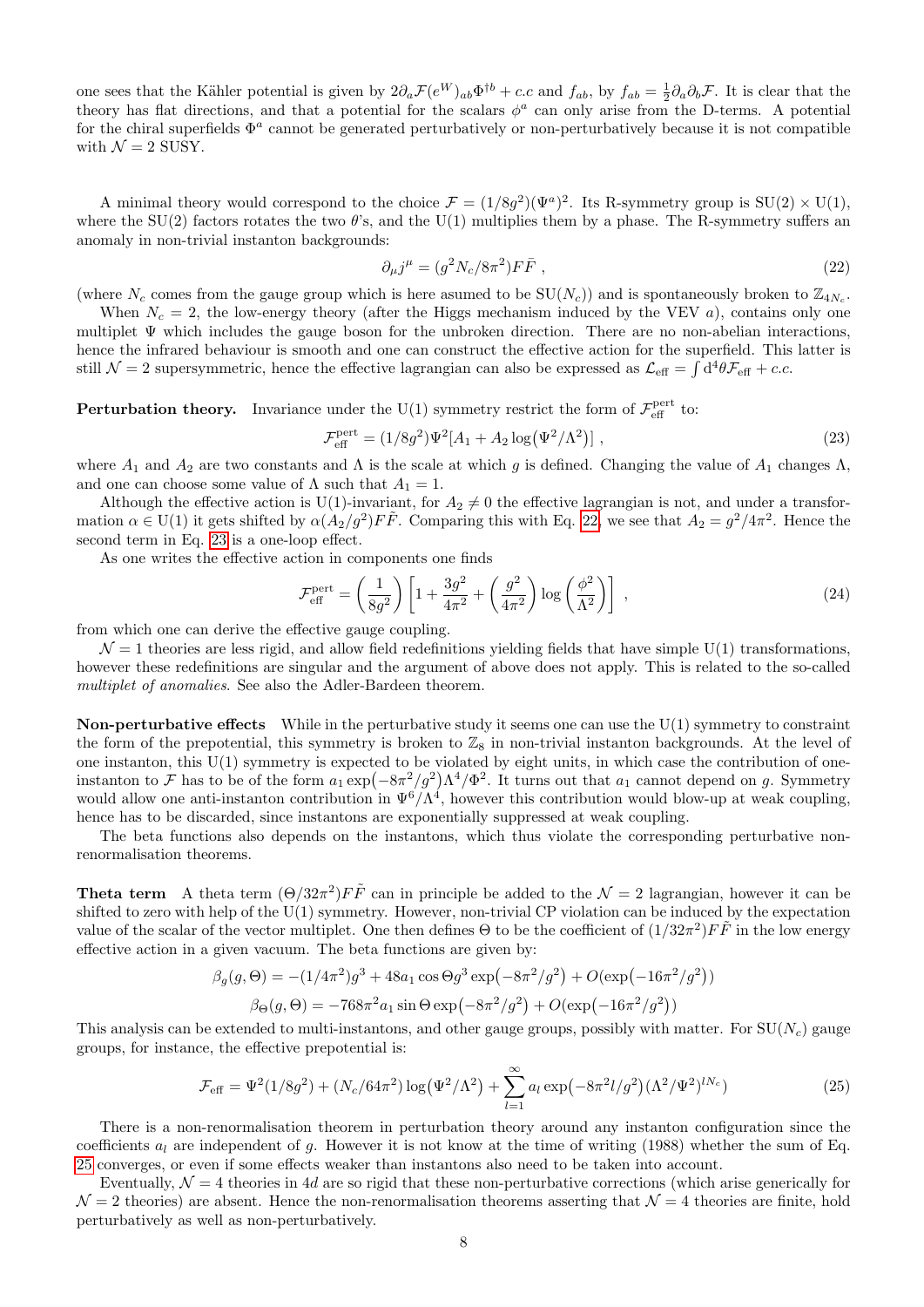one sees that the Kähler potential is given by $2\partial_a \mathcal{F}(e^W)_{ab}\Phi^{\dagger b} + c.c$ and $f_{ab}$, by $f_{ab} = \frac{1}{2}\partial_a\partial_b\mathcal{F}$. It is clear that the theory has flat directions, and that a potential for the scalars $\phi^a$ can only arise from the D-terms. A potential for the chiral superfields $\Phi^a$ cannot be generated perturbatively or non-perturbatively because it is not compatible with $\mathcal{N}=2$ SUSY.

A minimal theory would correspond to the choice $\mathcal{F} = (1/8g^2)(\Psi^a)^2$. Its R-symmetry group is SU(2) × U(1), where the SU(2) factors rotates the two $\theta$'s, and the U(1) multiplies them by a phase. The R-symmetry suffers an anomaly in non-trivial instanton backgrounds:

$$\partial_\mu j^\mu = (g^2 N_c/8\pi^2)F\bar{F} \ , \tag{22}$$

(where $N_c$ comes from the gauge group which is here asumed to be SU($N_c$)) and is spontaneously broken to $\mathbb{Z}_{4N_c}$.

When $N_c = 2$, the low-energy theory (after the Higgs mechanism induced by the VEV $a$), contains only one multiplet $\Psi$ which includes the gauge boson for the unbroken direction. There are no non-abelian interactions, hence the infrared behaviour is smooth and one can construct the effective action for the superfield. This latter is still $\mathcal{N}=2$ supersymmetric, hence the effective lagrangian can also be expressed as $\mathcal{L}_{\text{eff}} = \int d^4\theta \mathcal{F}_{\text{eff}} + c.c.$

**Perturbation theory.** Invariance under the U(1) symmetry restrict the form of $\mathcal{F}^{\text{pert}}_{\text{eff}}$ to:

$$\mathcal{F}^{\text{pert}}_{\text{eff}} = (1/8g^2)\Psi^2[A_1 + A_2 \log(\Psi^2/\Lambda^2)] \ , \tag{23}$$

where $A_1$ and $A_2$ are two constants and $\Lambda$ is the scale at which $g$ is defined. Changing the value of $A_1$ changes $\Lambda$, and one can choose some value of $\Lambda$ such that $A_1 = 1$.

Although the effective action is U(1)-invariant, for $A_2 \neq 0$ the effective lagrangian is not, and under a transformation $\alpha \in$ U(1) it gets shifted by $\alpha(A_2/g^2)F\tilde{F}$. Comparing this with Eq. 22, we see that $A_2 = g^2/4\pi^2$. Hence the second term in Eq. 23 is a one-loop effect.

As one writes the effective action in components one finds

$$\mathcal{F}^{\text{pert}}_{\text{eff}} = \left(\frac{1}{8g^2}\right)\left[1 + \frac{3g^2}{4\pi^2} + \left(\frac{g^2}{4\pi^2}\right)\log\left(\frac{\phi^2}{\Lambda^2}\right)\right] \ , \tag{24}$$

from which one can derive the effective gauge coupling.

$\mathcal{N}=1$ theories are less rigid, and allow field redefinitions yielding fields that have simple U(1) transformations, however these redefinitions are singular and the argument of above does not apply. This is related to the so-called *multiplet of anomalies*. See also the Adler-Bardeen theorem.

**Non-perturbative effects** While in the perturbative study it seems one can use the U(1) symmetry to constraint the form of the prepotential, this symmetry is broken to $\mathbb{Z}_8$ in non-trivial instanton backgrounds. At the level of one instanton, this U(1) symmetry is expected to be violated by eight units, in which case the contribution of one-instanton to $\mathcal{F}$ has to be of the form $a_1 \exp(-8\pi^2/g^2)\Lambda^4/\Phi^2$. It turns out that $a_1$ cannot depend on $g$. Symmetry would allow one anti-instanton contribution in $\Psi^6/\Lambda^4$, however this contribution would blow-up at weak coupling, hence has to be discarded, since instantons are exponentially suppressed at weak coupling.

The beta functions also depends on the instantons, which thus violate the corresponding perturbative non-renormalisation theorems.

**Theta term** A theta term $(\Theta/32\pi^2)F\tilde{F}$ can in principle be added to the $\mathcal{N}=2$ lagrangian, however it can be shifted to zero with help of the U(1) symmetry. However, non-trivial CP violation can be induced by the expectation value of the scalar of the vector multiplet. One then defines $\Theta$ to be the coefficient of $(1/32\pi^2)F\tilde{F}$ in the low energy effective action in a given vacuum. The beta functions are given by:

$$\beta_g(g,\Theta) = -(1/4\pi^2)g^3 + 48a_1 \cos\Theta g^3 \exp(-8\pi^2/g^2) + O(\exp(-16\pi^2/g^2))$$

$$\beta_\Theta(g,\Theta) = -768\pi^2 a_1 \sin\Theta \exp(-8\pi^2/g^2) + O(\exp(-16\pi^2/g^2))$$

This analysis can be extended to multi-instantons, and other gauge groups, possibly with matter. For SU($N_c$) gauge groups, for instance, the effective prepotential is:

$$\mathcal{F}_{\text{eff}} = \Psi^2(1/8g^2) + (N_c/64\pi^2)\log(\Psi^2/\Lambda^2) + \sum_{l=1}^{\infty} a_l \exp(-8\pi^2 l/g^2)(\Lambda^2/\Psi^2)^{lN_c}) \tag{25}$$

There is a non-renormalisation theorem in perturbation theory around any instanton configuration since the coefficients $a_l$ are independent of $g$. However it is not know at the time of writing (1988) whether the sum of Eq. 25 converges, or even if some effects weaker than instantons also need to be taken into account.

Eventually, $\mathcal{N}=4$ theories in $4d$ are so rigid that these non-perturbative corrections (which arise generically for $\mathcal{N}=2$ theories) are absent. Hence the non-renormalisation theorems asserting that $\mathcal{N}=4$ theories are finite, hold perturbatively as well as non-perturbatively.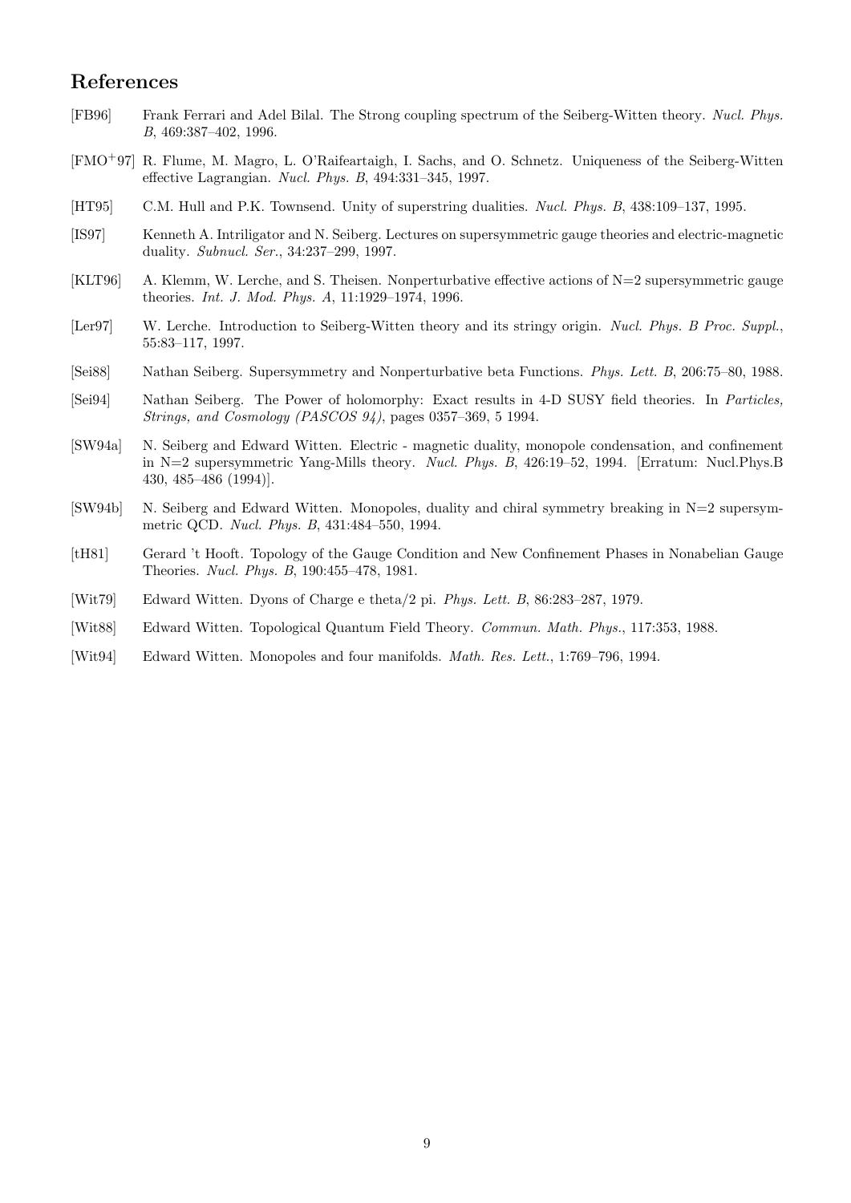## References

[FB96] Frank Ferrari and Adel Bilal. The Strong coupling spectrum of the Seiberg-Witten theory. *Nucl. Phys. B*, 469:387–402, 1996.

[FMO+97] R. Flume, M. Magro, L. O'Raifeartaigh, I. Sachs, and O. Schnetz. Uniqueness of the Seiberg-Witten effective Lagrangian. *Nucl. Phys. B*, 494:331–345, 1997.

[HT95] C.M. Hull and P.K. Townsend. Unity of superstring dualities. *Nucl. Phys. B*, 438:109–137, 1995.

[IS97] Kenneth A. Intriligator and N. Seiberg. Lectures on supersymmetric gauge theories and electric-magnetic duality. *Subnucl. Ser.*, 34:237–299, 1997.

[KLT96] A. Klemm, W. Lerche, and S. Theisen. Nonperturbative effective actions of N=2 supersymmetric gauge theories. *Int. J. Mod. Phys. A*, 11:1929–1974, 1996.

[Ler97] W. Lerche. Introduction to Seiberg-Witten theory and its stringy origin. *Nucl. Phys. B Proc. Suppl.*, 55:83–117, 1997.

[Sei88] Nathan Seiberg. Supersymmetry and Nonperturbative beta Functions. *Phys. Lett. B*, 206:75–80, 1988.

[Sei94] Nathan Seiberg. The Power of holomorphy: Exact results in 4-D SUSY field theories. In *Particles, Strings, and Cosmology (PASCOS 94)*, pages 0357–369, 5 1994.

[SW94a] N. Seiberg and Edward Witten. Electric - magnetic duality, monopole condensation, and confinement in N=2 supersymmetric Yang-Mills theory. *Nucl. Phys. B*, 426:19–52, 1994. [Erratum: Nucl.Phys.B 430, 485–486 (1994)].

[SW94b] N. Seiberg and Edward Witten. Monopoles, duality and chiral symmetry breaking in N=2 supersymmetric QCD. *Nucl. Phys. B*, 431:484–550, 1994.

[tH81] Gerard 't Hooft. Topology of the Gauge Condition and New Confinement Phases in Nonabelian Gauge Theories. *Nucl. Phys. B*, 190:455–478, 1981.

[Wit79] Edward Witten. Dyons of Charge e theta/2 pi. *Phys. Lett. B*, 86:283–287, 1979.

[Wit88] Edward Witten. Topological Quantum Field Theory. *Commun. Math. Phys.*, 117:353, 1988.

[Wit94] Edward Witten. Monopoles and four manifolds. *Math. Res. Lett.*, 1:769–796, 1994.